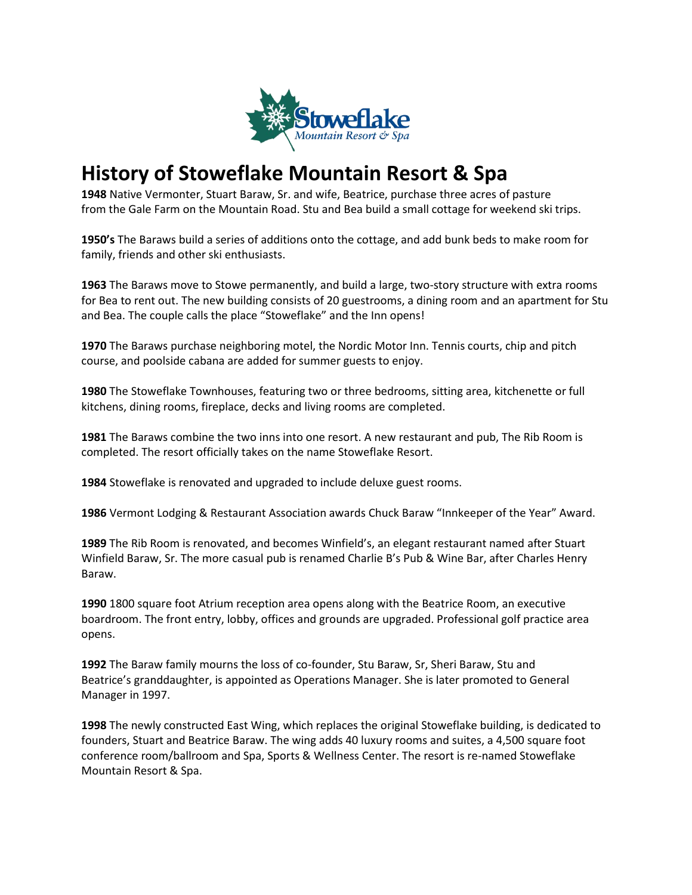# History of Stoweflake Mountain Resort & Spa

**1948** Native Vermonter, Stuart Baraw, Sr. and wife, Beatrice, purchase three acres of pasture from the Gale Farm on the Mountain Road. Stu and Bea build a small cottage for weekend ski trips.

**1950's** The Baraws build a series of additions onto the cottage, and add bunk beds to make room for family, friends and other ski enthusiasts.

**1963** The Baraws move to Stowe permanently, and build a large, two-story structure with extra rooms for Bea to rent out. The new building consists of 20 guestrooms, a dining room and an apartment for Stu and Bea. The couple calls the place "Stoweflake" and the Inn opens!

**1970** The Baraws purchase neighboring motel, the Nordic Motor Inn. Tennis courts, chip and pitch course, and poolside cabana are added for summer guests to enjoy.

**1980** The Stoweflake Townhouses, featuring two or three bedrooms, sitting area, kitchenette or full kitchens, dining rooms, fireplace, decks and living rooms are completed.

**1981** The Baraws combine the two inns into one resort. A new restaurant and pub, The Rib Room is completed. The resort officially takes on the name Stoweflake Resort.

**1984** Stoweflake is renovated and upgraded to include deluxe guest rooms.

**1986** Vermont Lodging & Restaurant Association awards Chuck Baraw "Innkeeper of the Year" Award.

**1989** The Rib Room is renovated, and becomes Winfield's, an elegant restaurant named after Stuart Winfield Baraw, Sr. The more casual pub is renamed Charlie B's Pub & Wine Bar, after Charles Henry Baraw.

**1990** 1800 square foot Atrium reception area opens along with the Beatrice Room, an executive boardroom. The front entry, lobby, offices and grounds are upgraded. Professional golf practice area opens.

**1992** The Baraw family mourns the loss of co-founder, Stu Baraw, Sr, Sheri Baraw, Stu and Beatrice's granddaughter, is appointed as Operations Manager. She is later promoted to General Manager in 1997.

**1998** The newly constructed East Wing, which replaces the original Stoweflake building, is dedicated to founders, Stuart and Beatrice Baraw. The wing adds 40 luxury rooms and suites, a 4,500 square foot conference room/ballroom and Spa, Sports & Wellness Center. The resort is re-named Stoweflake Mountain Resort & Spa.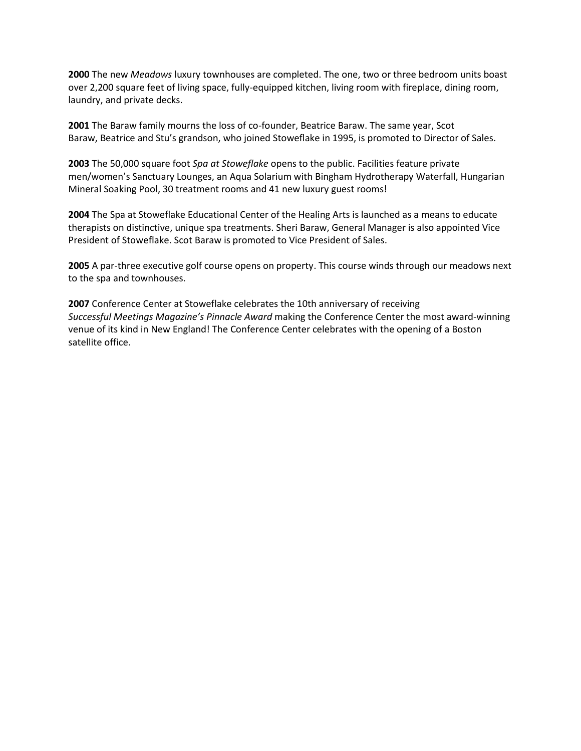**2000** The new *Meadows* luxury townhouses are completed. The one, two or three bedroom units boast over 2,200 square feet of living space, fully-equipped kitchen, living room with fireplace, dining room, laundry, and private decks.

**2001** The Baraw family mourns the loss of co-founder, Beatrice Baraw. The same year, Scot Baraw, Beatrice and Stu's grandson, who joined Stoweflake in 1995, is promoted to Director of Sales.

**2003** The 50,000 square foot *Spa at Stoweflake* opens to the public. Facilities feature private men/women's Sanctuary Lounges, an Aqua Solarium with Bingham Hydrotherapy Waterfall, Hungarian Mineral Soaking Pool, 30 treatment rooms and 41 new luxury guest rooms!

**2004** The Spa at Stoweflake Educational Center of the Healing Arts is launched as a means to educate therapists on distinctive, unique spa treatments. Sheri Baraw, General Manager is also appointed Vice President of Stoweflake. Scot Baraw is promoted to Vice President of Sales.

**2005** A par-three executive golf course opens on property. This course winds through our meadows next to the spa and townhouses.

**2007** Conference Center at Stoweflake celebrates the 10th anniversary of receiving *Successful Meetings Magazine's Pinnacle Award* making the Conference Center the most award-winning venue of its kind in New England! The Conference Center celebrates with the opening of a Boston satellite office.